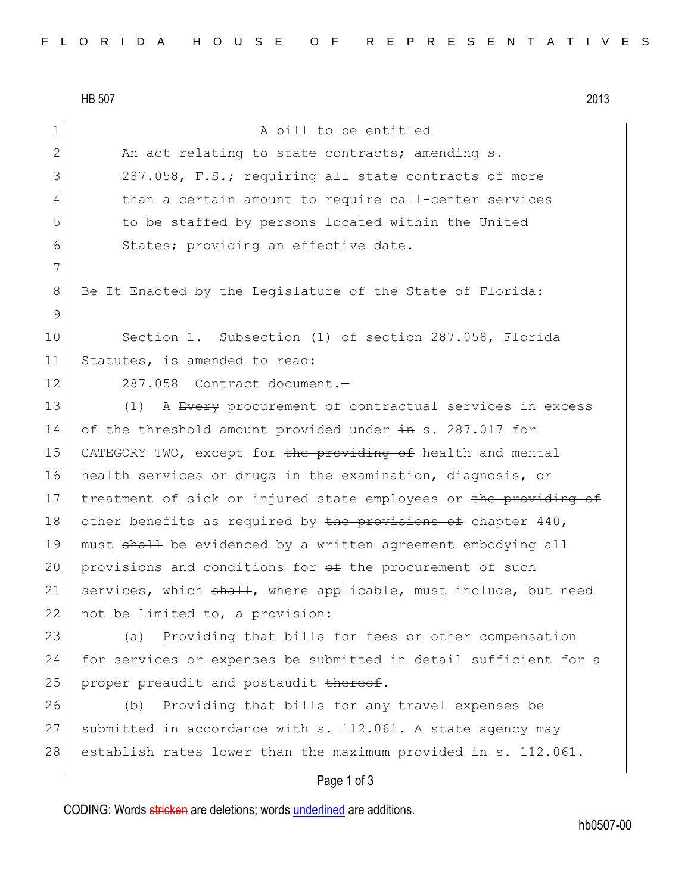HB 507 2013

A bill to be entitled

An act relating to state contracts; amending s. 287.058, F.S.; requiring all state contracts of more than a certain amount to require call-center services to be staffed by persons located within the United States; providing an effective date.

Be It Enacted by the Legislature of the State of Florida:

Section 1. Subsection (1) of section 287.058, Florida Statutes, is amended to read:

287.058 Contract document.—

(1) A ~~Every~~ procurement of contractual services in excess of the threshold amount provided under ~~in~~ s. 287.017 for CATEGORY TWO, except for ~~the providing of~~ health and mental health services or drugs in the examination, diagnosis, or treatment of sick or injured state employees or ~~the providing of~~ other benefits as required by ~~the provisions of~~ chapter 440, must ~~shall~~ be evidenced by a written agreement embodying all provisions and conditions for ~~of~~ the procurement of such services, which ~~shall~~, where applicable, must include, but need not be limited to, a provision:

(a) Providing that bills for fees or other compensation for services or expenses be submitted in detail sufficient for a proper preaudit and postaudit ~~thereof~~.

(b) Providing that bills for any travel expenses be submitted in accordance with s. 112.061. A state agency may establish rates lower than the maximum provided in s. 112.061.

CODING: Words ~~stricken~~ are deletions; words underlined are additions.

hb0507-00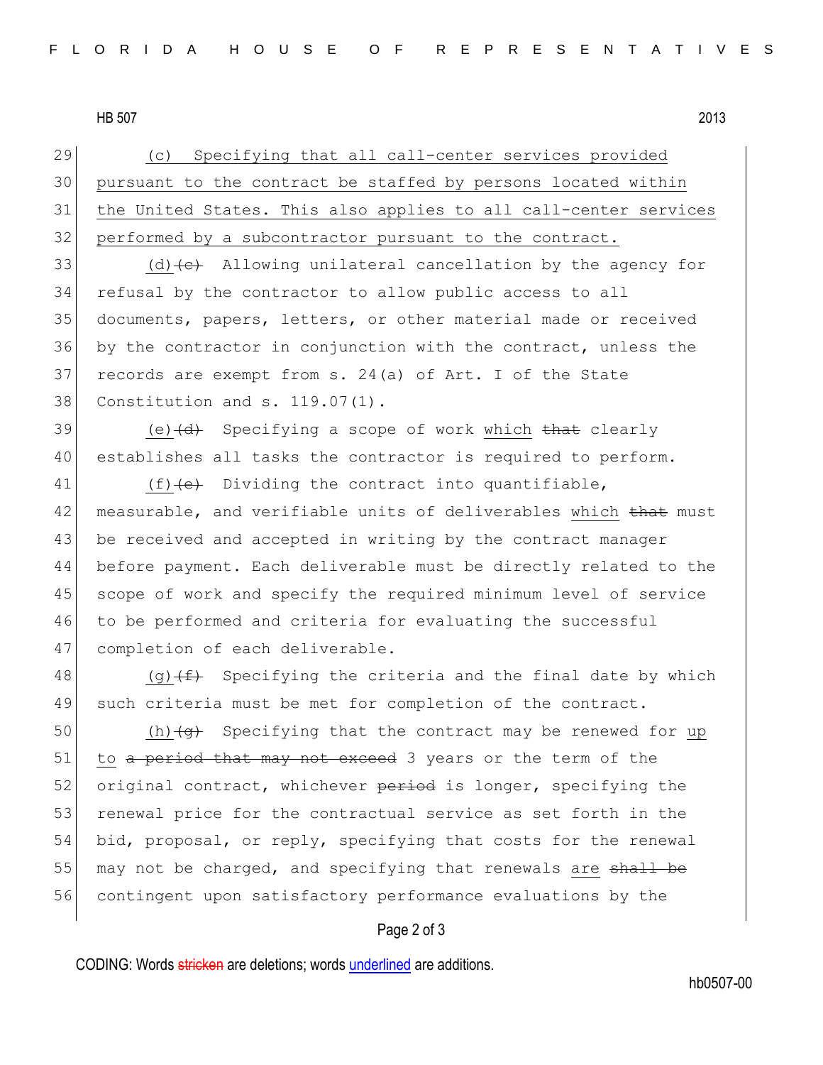29 (c) Specifying that all call-center services provided
30 pursuant to the contract be staffed by persons located within
31 the United States. This also applies to all call-center services
32 performed by a subcontractor pursuant to the contract.

33 (d) ~~(c)~~ Allowing unilateral cancellation by the agency for
34 refusal by the contractor to allow public access to all
35 documents, papers, letters, or other material made or received
36 by the contractor in conjunction with the contract, unless the
37 records are exempt from s. 24(a) of Art. I of the State
38 Constitution and s. 119.07(1).

39 (e) ~~(d)~~ Specifying a scope of work which ~~that~~ clearly
40 establishes all tasks the contractor is required to perform.

41 (f) ~~(e)~~ Dividing the contract into quantifiable,
42 measurable, and verifiable units of deliverables which ~~that~~ must
43 be received and accepted in writing by the contract manager
44 before payment. Each deliverable must be directly related to the
45 scope of work and specify the required minimum level of service
46 to be performed and criteria for evaluating the successful
47 completion of each deliverable.

48 (g) ~~(f)~~ Specifying the criteria and the final date by which
49 such criteria must be met for completion of the contract.

50 (h) ~~(g)~~ Specifying that the contract may be renewed for up
51 to ~~a period that may not exceed~~ 3 years or the term of the
52 original contract, whichever ~~period~~ is longer, specifying the
53 renewal price for the contractual service as set forth in the
54 bid, proposal, or reply, specifying that costs for the renewal
55 may not be charged, and specifying that renewals are ~~shall be~~
56 contingent upon satisfactory performance evaluations by the

CODING: Words ~~stricken~~ are deletions; words underlined are additions.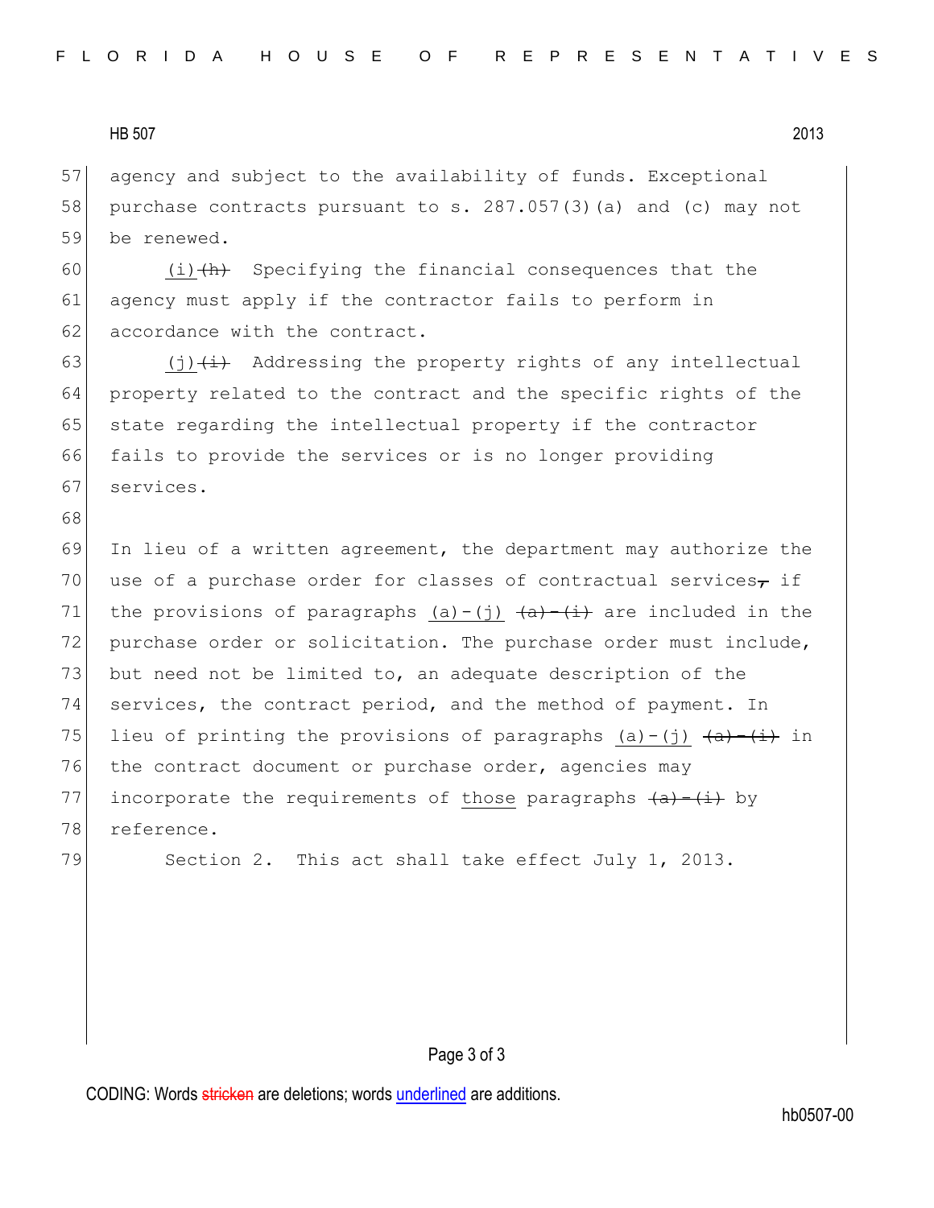57 agency and subject to the availability of funds. Exceptional
58 purchase contracts pursuant to s. 287.057(3)(a) and (c) may not
59 be renewed.

60 (i) ~~(h)~~ Specifying the financial consequences that the
61 agency must apply if the contractor fails to perform in
62 accordance with the contract.

63 (j) ~~(i)~~ Addressing the property rights of any intellectual
64 property related to the contract and the specific rights of the
65 state regarding the intellectual property if the contractor
66 fails to provide the services or is no longer providing
67 services.

68

69 In lieu of a written agreement, the department may authorize the
70 use of a purchase order for classes of contractual services~~,~~ if
71 the provisions of paragraphs (a)-(j) ~~(a)-(i)~~ are included in the
72 purchase order or solicitation. The purchase order must include,
73 but need not be limited to, an adequate description of the
74 services, the contract period, and the method of payment. In
75 lieu of printing the provisions of paragraphs (a)-(j) ~~(a)-(i)~~ in
76 the contract document or purchase order, agencies may
77 incorporate the requirements of those paragraphs ~~(a)-(i)~~ by
78 reference.

79 Section 2. This act shall take effect July 1, 2013.

CODING: Words ~~stricken~~ are deletions; words underlined are additions.